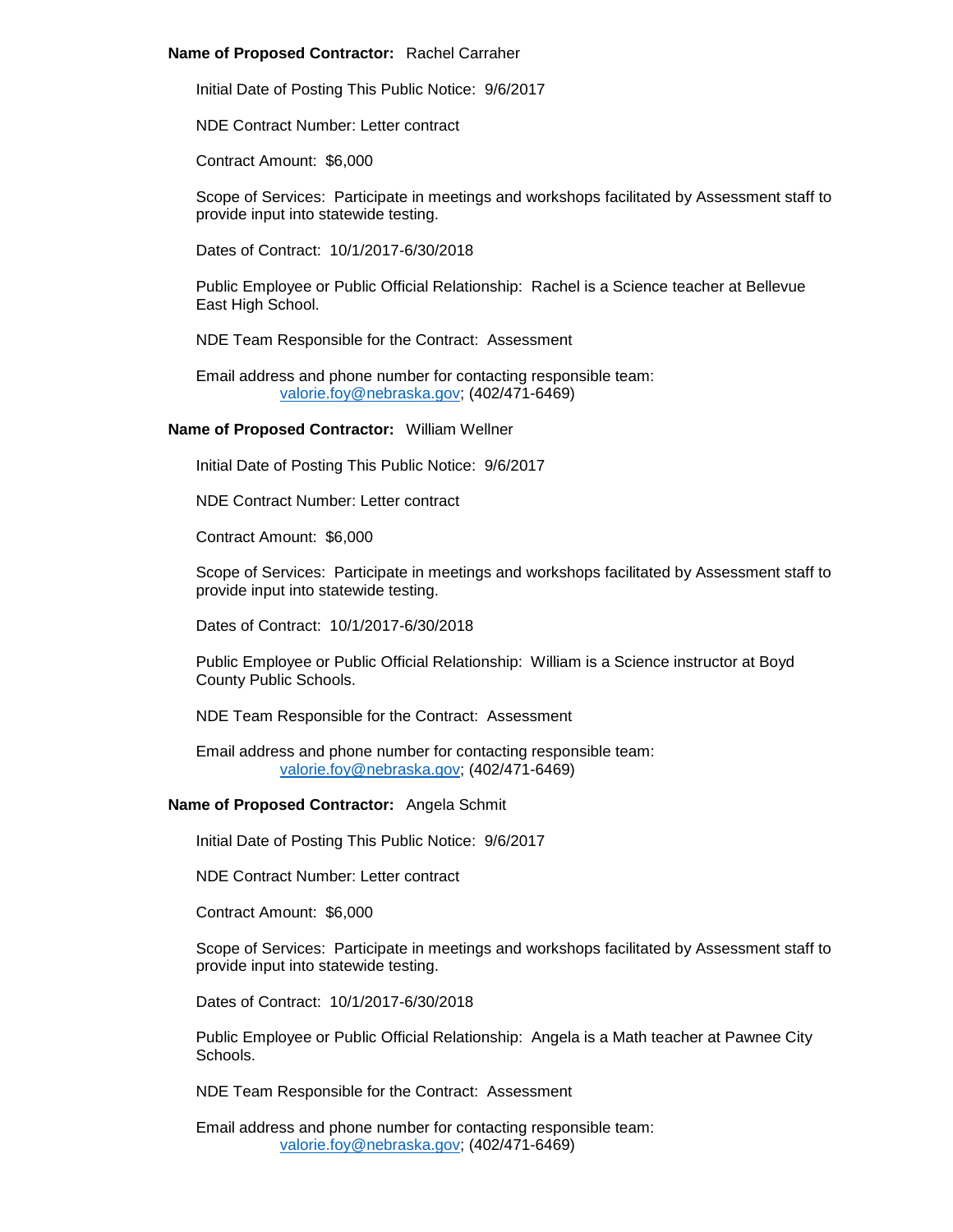**Name of Proposed Contractor:** Rachel Carraher

Initial Date of Posting This Public Notice: 9/6/2017

NDE Contract Number: Letter contract

Contract Amount: $6,000

Scope of Services: Participate in meetings and workshops facilitated by Assessment staff to provide input into statewide testing.

Dates of Contract: 10/1/2017-6/30/2018

Public Employee or Public Official Relationship: Rachel is a Science teacher at Bellevue East High School.

NDE Team Responsible for the Contract: Assessment

Email address and phone number for contacting responsible team:
valorie.foy@nebraska.gov; (402/471-6469)

**Name of Proposed Contractor:** William Wellner

Initial Date of Posting This Public Notice: 9/6/2017

NDE Contract Number: Letter contract

Contract Amount: $6,000

Scope of Services: Participate in meetings and workshops facilitated by Assessment staff to provide input into statewide testing.

Dates of Contract: 10/1/2017-6/30/2018

Public Employee or Public Official Relationship: William is a Science instructor at Boyd County Public Schools.

NDE Team Responsible for the Contract: Assessment

Email address and phone number for contacting responsible team:
valorie.foy@nebraska.gov; (402/471-6469)

**Name of Proposed Contractor:** Angela Schmit

Initial Date of Posting This Public Notice: 9/6/2017

NDE Contract Number: Letter contract

Contract Amount: $6,000

Scope of Services: Participate in meetings and workshops facilitated by Assessment staff to provide input into statewide testing.

Dates of Contract: 10/1/2017-6/30/2018

Public Employee or Public Official Relationship: Angela is a Math teacher at Pawnee City Schools.

NDE Team Responsible for the Contract: Assessment

Email address and phone number for contacting responsible team:
valorie.foy@nebraska.gov; (402/471-6469)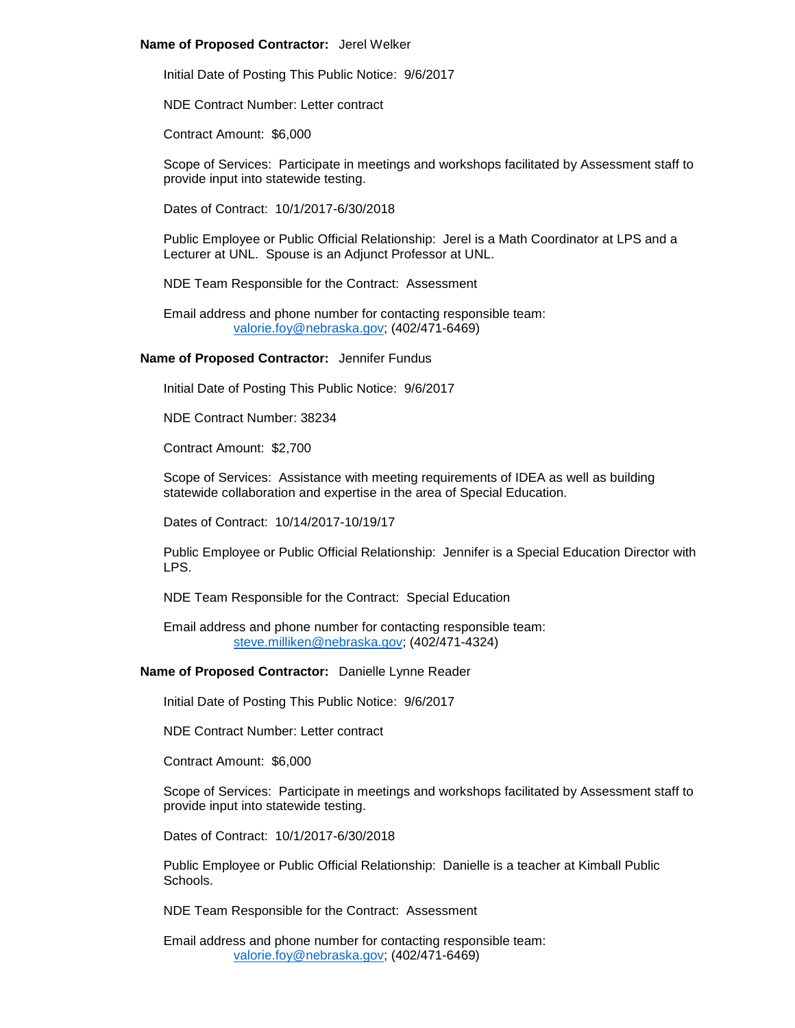**Name of Proposed Contractor:** Jerel Welker

Initial Date of Posting This Public Notice: 9/6/2017

NDE Contract Number: Letter contract

Contract Amount: $6,000

Scope of Services: Participate in meetings and workshops facilitated by Assessment staff to provide input into statewide testing.

Dates of Contract: 10/1/2017-6/30/2018

Public Employee or Public Official Relationship: Jerel is a Math Coordinator at LPS and a Lecturer at UNL. Spouse is an Adjunct Professor at UNL.

NDE Team Responsible for the Contract: Assessment

Email address and phone number for contacting responsible team:
valorie.foy@nebraska.gov; (402/471-6469)

**Name of Proposed Contractor:** Jennifer Fundus

Initial Date of Posting This Public Notice: 9/6/2017

NDE Contract Number: 38234

Contract Amount: $2,700

Scope of Services: Assistance with meeting requirements of IDEA as well as building statewide collaboration and expertise in the area of Special Education.

Dates of Contract: 10/14/2017-10/19/17

Public Employee or Public Official Relationship: Jennifer is a Special Education Director with LPS.

NDE Team Responsible for the Contract: Special Education

Email address and phone number for contacting responsible team:
steve.milliken@nebraska.gov; (402/471-4324)

**Name of Proposed Contractor:** Danielle Lynne Reader

Initial Date of Posting This Public Notice: 9/6/2017

NDE Contract Number: Letter contract

Contract Amount: $6,000

Scope of Services: Participate in meetings and workshops facilitated by Assessment staff to provide input into statewide testing.

Dates of Contract: 10/1/2017-6/30/2018

Public Employee or Public Official Relationship: Danielle is a teacher at Kimball Public Schools.

NDE Team Responsible for the Contract: Assessment

Email address and phone number for contacting responsible team:
valorie.foy@nebraska.gov; (402/471-6469)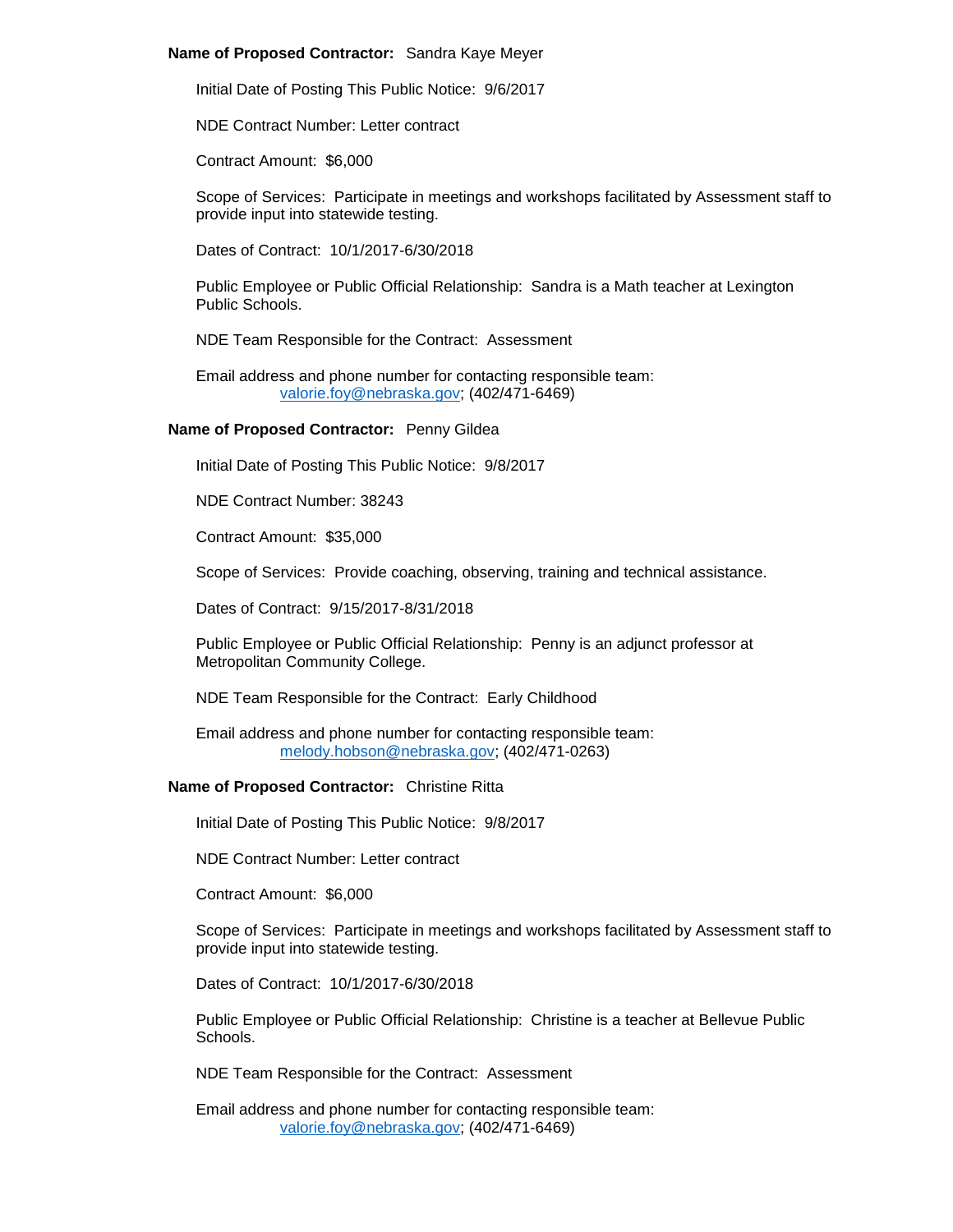**Name of Proposed Contractor:** Sandra Kaye Meyer

Initial Date of Posting This Public Notice: 9/6/2017

NDE Contract Number: Letter contract

Contract Amount: $6,000

Scope of Services: Participate in meetings and workshops facilitated by Assessment staff to provide input into statewide testing.

Dates of Contract: 10/1/2017-6/30/2018

Public Employee or Public Official Relationship: Sandra is a Math teacher at Lexington Public Schools.

NDE Team Responsible for the Contract: Assessment

Email address and phone number for contacting responsible team:
valorie.foy@nebraska.gov; (402/471-6469)

**Name of Proposed Contractor:** Penny Gildea

Initial Date of Posting This Public Notice: 9/8/2017

NDE Contract Number: 38243

Contract Amount: $35,000

Scope of Services: Provide coaching, observing, training and technical assistance.

Dates of Contract: 9/15/2017-8/31/2018

Public Employee or Public Official Relationship: Penny is an adjunct professor at Metropolitan Community College.

NDE Team Responsible for the Contract: Early Childhood

Email address and phone number for contacting responsible team:
melody.hobson@nebraska.gov; (402/471-0263)

**Name of Proposed Contractor:** Christine Ritta

Initial Date of Posting This Public Notice: 9/8/2017

NDE Contract Number: Letter contract

Contract Amount: $6,000

Scope of Services: Participate in meetings and workshops facilitated by Assessment staff to provide input into statewide testing.

Dates of Contract: 10/1/2017-6/30/2018

Public Employee or Public Official Relationship: Christine is a teacher at Bellevue Public Schools.

NDE Team Responsible for the Contract: Assessment

Email address and phone number for contacting responsible team:
valorie.foy@nebraska.gov; (402/471-6469)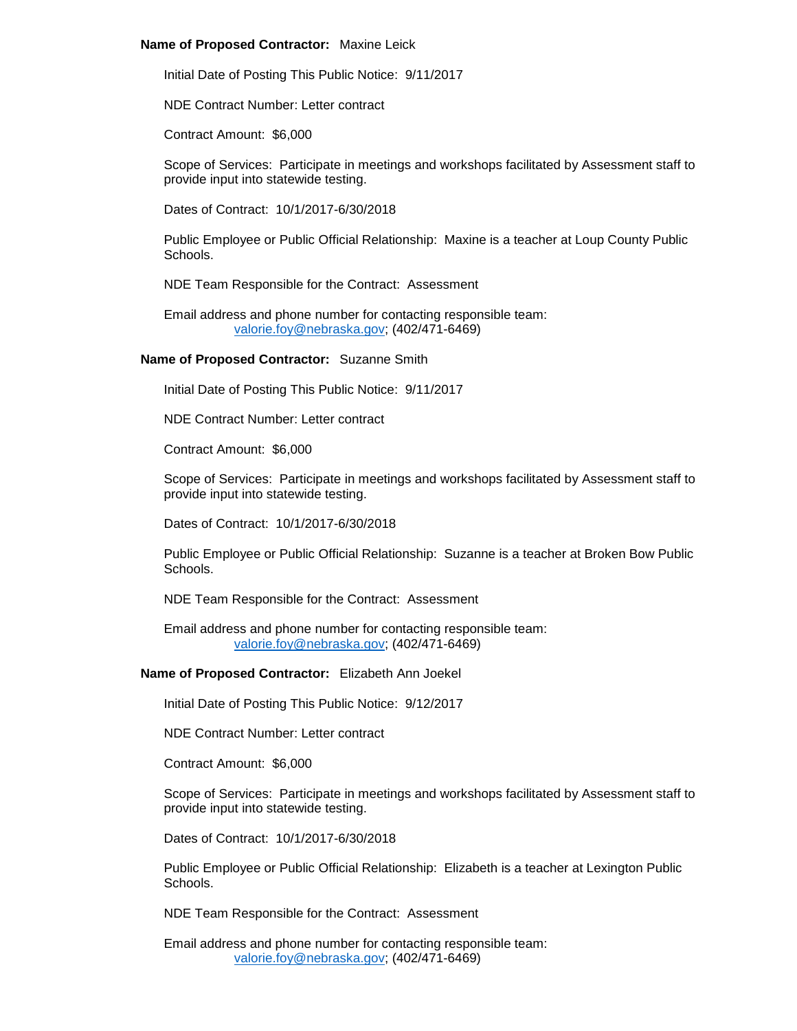**Name of Proposed Contractor:** Maxine Leick

Initial Date of Posting This Public Notice: 9/11/2017

NDE Contract Number: Letter contract

Contract Amount: $6,000

Scope of Services: Participate in meetings and workshops facilitated by Assessment staff to provide input into statewide testing.

Dates of Contract: 10/1/2017-6/30/2018

Public Employee or Public Official Relationship: Maxine is a teacher at Loup County Public Schools.

NDE Team Responsible for the Contract: Assessment

Email address and phone number for contacting responsible team:
valorie.foy@nebraska.gov; (402/471-6469)

**Name of Proposed Contractor:** Suzanne Smith

Initial Date of Posting This Public Notice: 9/11/2017

NDE Contract Number: Letter contract

Contract Amount: $6,000

Scope of Services: Participate in meetings and workshops facilitated by Assessment staff to provide input into statewide testing.

Dates of Contract: 10/1/2017-6/30/2018

Public Employee or Public Official Relationship: Suzanne is a teacher at Broken Bow Public Schools.

NDE Team Responsible for the Contract: Assessment

Email address and phone number for contacting responsible team:
valorie.foy@nebraska.gov; (402/471-6469)

**Name of Proposed Contractor:** Elizabeth Ann Joekel

Initial Date of Posting This Public Notice: 9/12/2017

NDE Contract Number: Letter contract

Contract Amount: $6,000

Scope of Services: Participate in meetings and workshops facilitated by Assessment staff to provide input into statewide testing.

Dates of Contract: 10/1/2017-6/30/2018

Public Employee or Public Official Relationship: Elizabeth is a teacher at Lexington Public Schools.

NDE Team Responsible for the Contract: Assessment

Email address and phone number for contacting responsible team:
valorie.foy@nebraska.gov; (402/471-6469)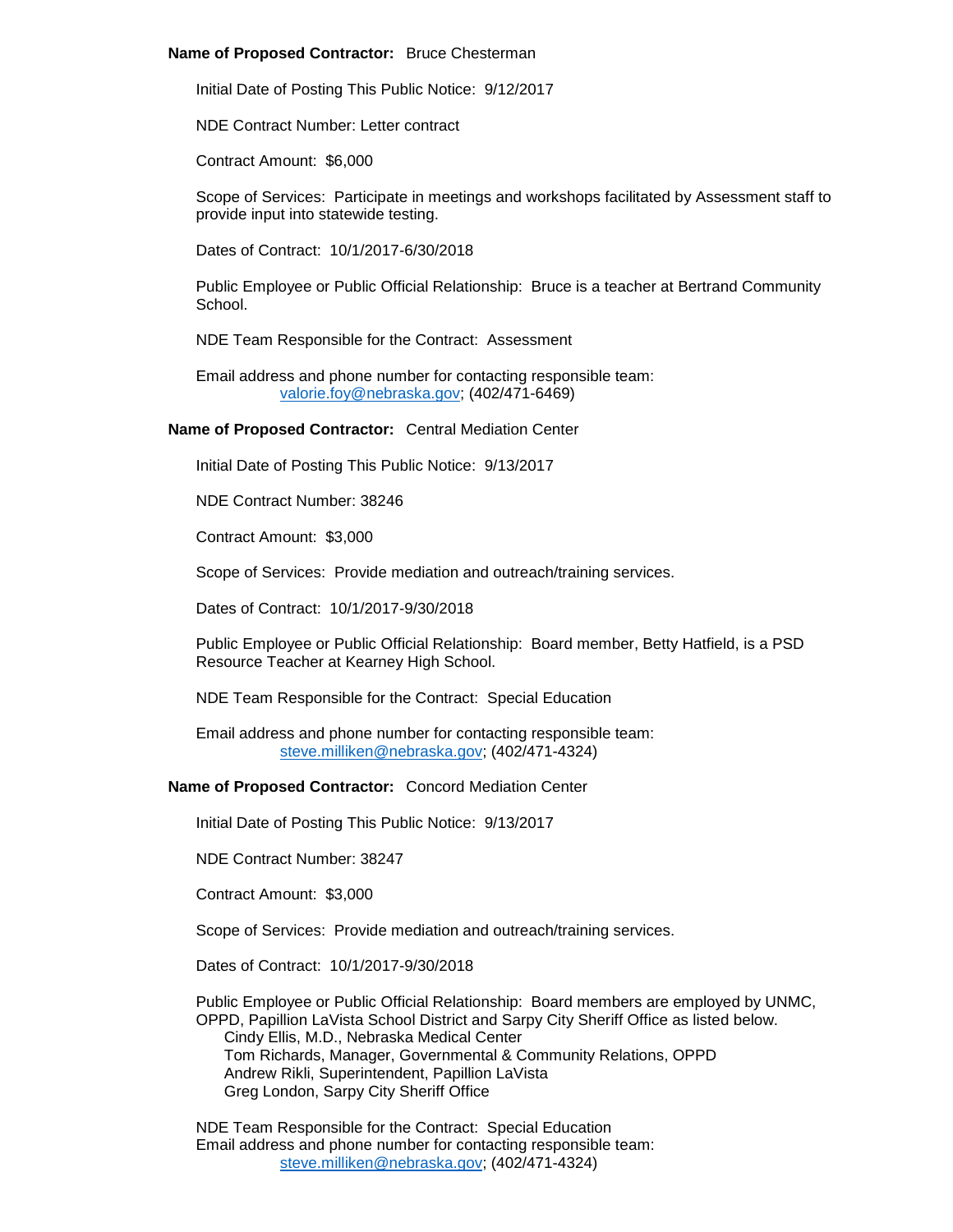**Name of Proposed Contractor:** Bruce Chesterman

Initial Date of Posting This Public Notice: 9/12/2017

NDE Contract Number: Letter contract

Contract Amount: $6,000

Scope of Services: Participate in meetings and workshops facilitated by Assessment staff to provide input into statewide testing.

Dates of Contract: 10/1/2017-6/30/2018

Public Employee or Public Official Relationship: Bruce is a teacher at Bertrand Community School.

NDE Team Responsible for the Contract: Assessment

Email address and phone number for contacting responsible team:
valorie.foy@nebraska.gov; (402/471-6469)

**Name of Proposed Contractor:** Central Mediation Center

Initial Date of Posting This Public Notice: 9/13/2017

NDE Contract Number: 38246

Contract Amount: $3,000

Scope of Services: Provide mediation and outreach/training services.

Dates of Contract: 10/1/2017-9/30/2018

Public Employee or Public Official Relationship: Board member, Betty Hatfield, is a PSD Resource Teacher at Kearney High School.

NDE Team Responsible for the Contract: Special Education

Email address and phone number for contacting responsible team:
steve.milliken@nebraska.gov; (402/471-4324)

**Name of Proposed Contractor:** Concord Mediation Center

Initial Date of Posting This Public Notice: 9/13/2017

NDE Contract Number: 38247

Contract Amount: $3,000

Scope of Services: Provide mediation and outreach/training services.

Dates of Contract: 10/1/2017-9/30/2018

Public Employee or Public Official Relationship: Board members are employed by UNMC, OPPD, Papillion LaVista School District and Sarpy City Sheriff Office as listed below.
Cindy Ellis, M.D., Nebraska Medical Center
Tom Richards, Manager, Governmental & Community Relations, OPPD
Andrew Rikli, Superintendent, Papillion LaVista
Greg London, Sarpy City Sheriff Office

NDE Team Responsible for the Contract: Special Education
Email address and phone number for contacting responsible team:
steve.milliken@nebraska.gov; (402/471-4324)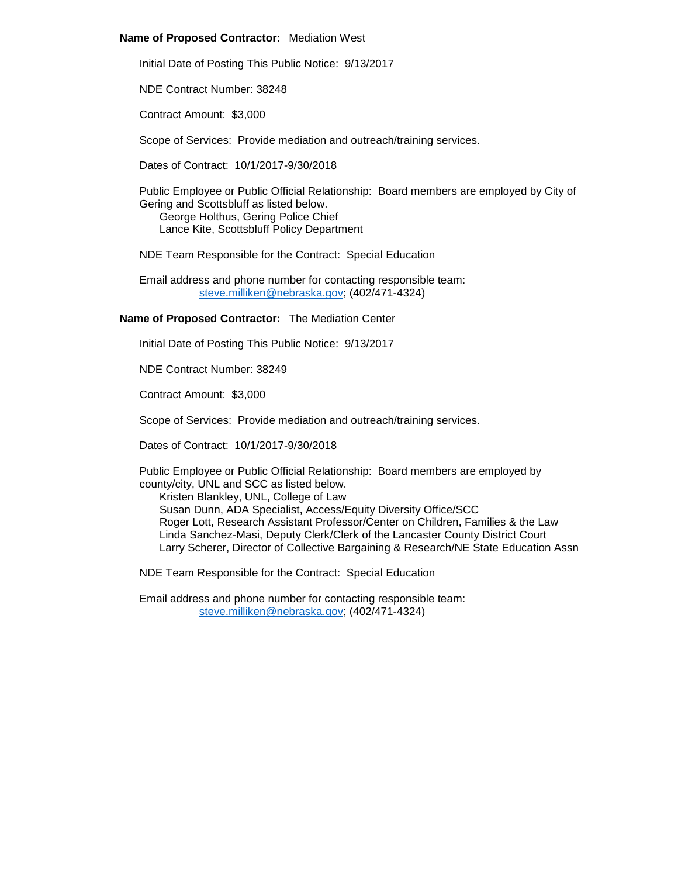**Name of Proposed Contractor:** Mediation West

Initial Date of Posting This Public Notice: 9/13/2017

NDE Contract Number: 38248

Contract Amount: $3,000

Scope of Services: Provide mediation and outreach/training services.

Dates of Contract: 10/1/2017-9/30/2018

Public Employee or Public Official Relationship: Board members are employed by City of Gering and Scottsbluff as listed below.
George Holthus, Gering Police Chief
Lance Kite, Scottsbluff Policy Department

NDE Team Responsible for the Contract: Special Education

Email address and phone number for contacting responsible team:
steve.milliken@nebraska.gov; (402/471-4324)

**Name of Proposed Contractor:** The Mediation Center

Initial Date of Posting This Public Notice: 9/13/2017

NDE Contract Number: 38249

Contract Amount: $3,000

Scope of Services: Provide mediation and outreach/training services.

Dates of Contract: 10/1/2017-9/30/2018

Public Employee or Public Official Relationship: Board members are employed by county/city, UNL and SCC as listed below.
Kristen Blankley, UNL, College of Law
Susan Dunn, ADA Specialist, Access/Equity Diversity Office/SCC
Roger Lott, Research Assistant Professor/Center on Children, Families & the Law
Linda Sanchez-Masi, Deputy Clerk/Clerk of the Lancaster County District Court
Larry Scherer, Director of Collective Bargaining & Research/NE State Education Assn

NDE Team Responsible for the Contract: Special Education

Email address and phone number for contacting responsible team:
steve.milliken@nebraska.gov; (402/471-4324)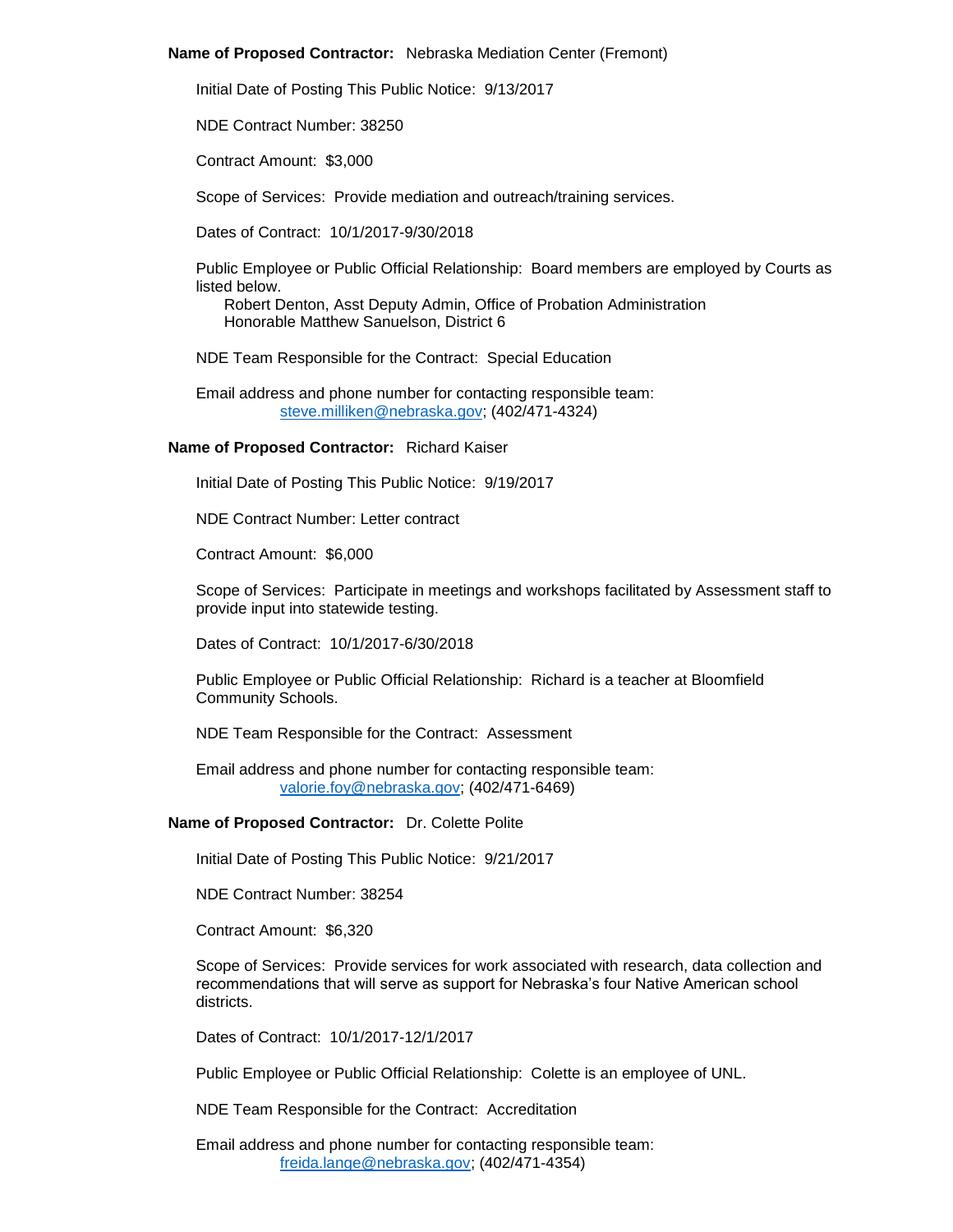**Name of Proposed Contractor:** Nebraska Mediation Center (Fremont)

Initial Date of Posting This Public Notice: 9/13/2017

NDE Contract Number: 38250

Contract Amount: $3,000

Scope of Services: Provide mediation and outreach/training services.

Dates of Contract: 10/1/2017-9/30/2018

Public Employee or Public Official Relationship: Board members are employed by Courts as listed below.
Robert Denton, Asst Deputy Admin, Office of Probation Administration
Honorable Matthew Sanuelson, District 6

NDE Team Responsible for the Contract: Special Education

Email address and phone number for contacting responsible team:
steve.milliken@nebraska.gov; (402/471-4324)

**Name of Proposed Contractor:** Richard Kaiser

Initial Date of Posting This Public Notice: 9/19/2017

NDE Contract Number: Letter contract

Contract Amount: $6,000

Scope of Services: Participate in meetings and workshops facilitated by Assessment staff to provide input into statewide testing.

Dates of Contract: 10/1/2017-6/30/2018

Public Employee or Public Official Relationship: Richard is a teacher at Bloomfield Community Schools.

NDE Team Responsible for the Contract: Assessment

Email address and phone number for contacting responsible team:
valorie.foy@nebraska.gov; (402/471-6469)

**Name of Proposed Contractor:** Dr. Colette Polite

Initial Date of Posting This Public Notice: 9/21/2017

NDE Contract Number: 38254

Contract Amount: $6,320

Scope of Services: Provide services for work associated with research, data collection and recommendations that will serve as support for Nebraska's four Native American school districts.

Dates of Contract: 10/1/2017-12/1/2017

Public Employee or Public Official Relationship: Colette is an employee of UNL.

NDE Team Responsible for the Contract: Accreditation

Email address and phone number for contacting responsible team:
freida.lange@nebraska.gov; (402/471-4354)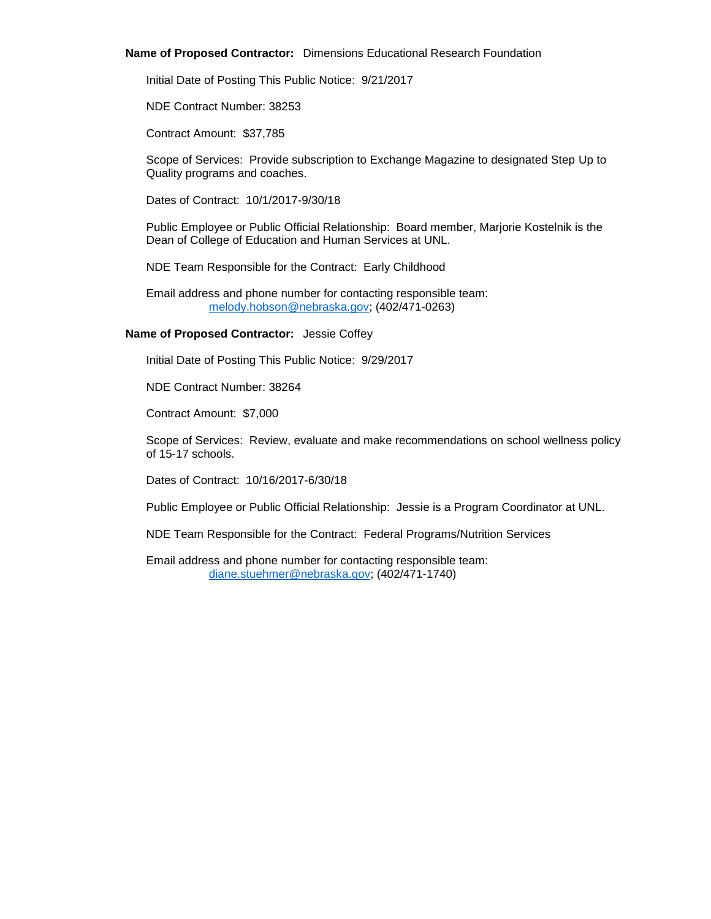**Name of Proposed Contractor:** Dimensions Educational Research Foundation

Initial Date of Posting This Public Notice: 9/21/2017

NDE Contract Number: 38253

Contract Amount: $37,785

Scope of Services: Provide subscription to Exchange Magazine to designated Step Up to Quality programs and coaches.

Dates of Contract: 10/1/2017-9/30/18

Public Employee or Public Official Relationship: Board member, Marjorie Kostelnik is the Dean of College of Education and Human Services at UNL.

NDE Team Responsible for the Contract: Early Childhood

Email address and phone number for contacting responsible team:
melody.hobson@nebraska.gov; (402/471-0263)

**Name of Proposed Contractor:** Jessie Coffey

Initial Date of Posting This Public Notice: 9/29/2017

NDE Contract Number: 38264

Contract Amount: $7,000

Scope of Services: Review, evaluate and make recommendations on school wellness policy of 15-17 schools.

Dates of Contract: 10/16/2017-6/30/18

Public Employee or Public Official Relationship: Jessie is a Program Coordinator at UNL.

NDE Team Responsible for the Contract: Federal Programs/Nutrition Services

Email address and phone number for contacting responsible team:
diane.stuehmer@nebraska.gov; (402/471-1740)